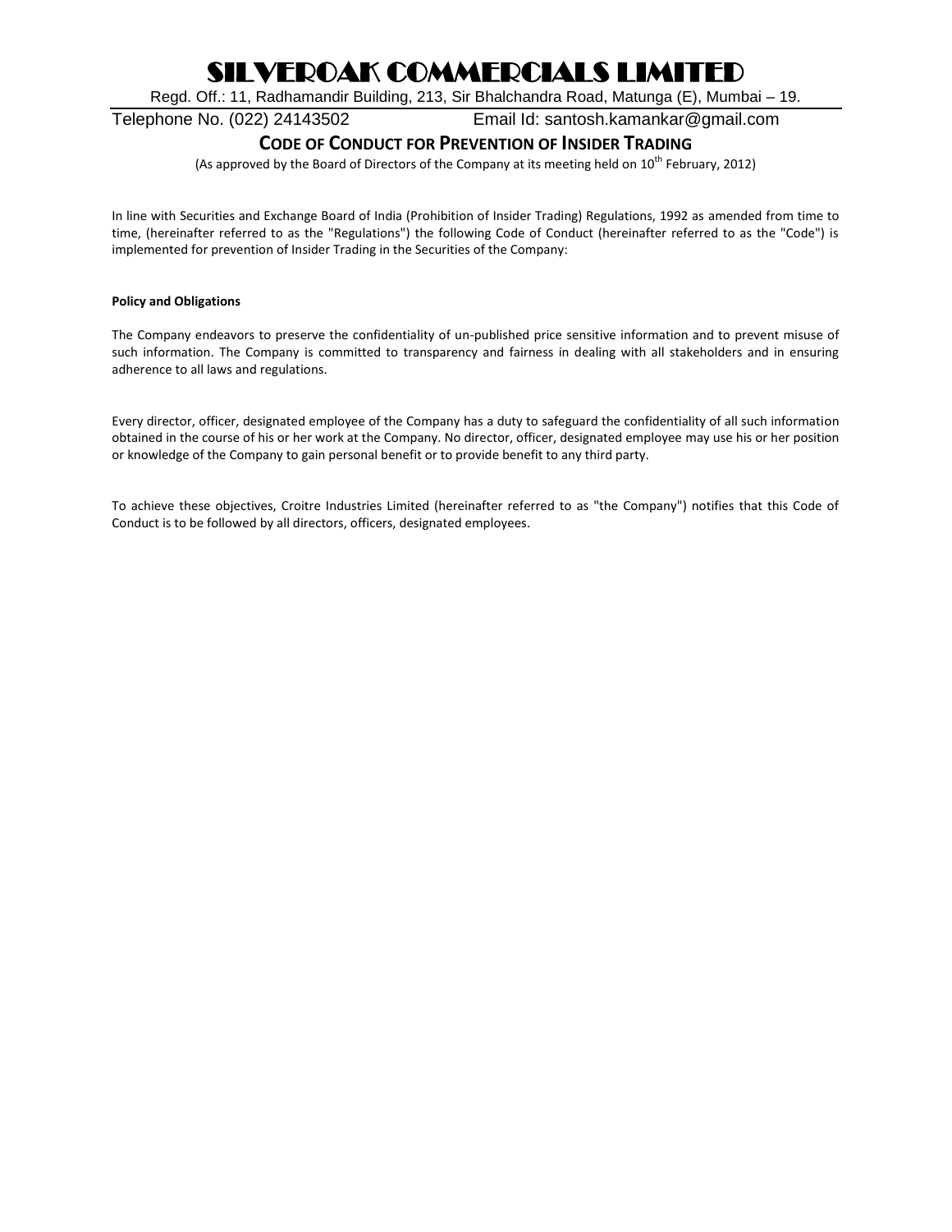# SILVEROAK COMMERCIALS LIMITED

Regd. Off.: 11, Radhamandir Building, 213, Sir Bhalchandra Road, Matunga (E), Mumbai – 19.

Telephone No. (022) 24143502 Email Id: santosh.kamankar@gmail.com

## CODE OF CONDUCT FOR PREVENTION OF INSIDER TRADING

(As approved by the Board of Directors of the Company at its meeting held on 10th February, 2012)

In line with Securities and Exchange Board of India (Prohibition of Insider Trading) Regulations, 1992 as amended from time to time, (hereinafter referred to as the "Regulations") the following Code of Conduct (hereinafter referred to as the "Code") is implemented for prevention of Insider Trading in the Securities of the Company:

**Policy and Obligations**

The Company endeavors to preserve the confidentiality of un-published price sensitive information and to prevent misuse of such information. The Company is committed to transparency and fairness in dealing with all stakeholders and in ensuring adherence to all laws and regulations.

Every director, officer, designated employee of the Company has a duty to safeguard the confidentiality of all such information obtained in the course of his or her work at the Company. No director, officer, designated employee may use his or her position or knowledge of the Company to gain personal benefit or to provide benefit to any third party.

To achieve these objectives, Croitre Industries Limited (hereinafter referred to as "the Company") notifies that this Code of Conduct is to be followed by all directors, officers, designated employees.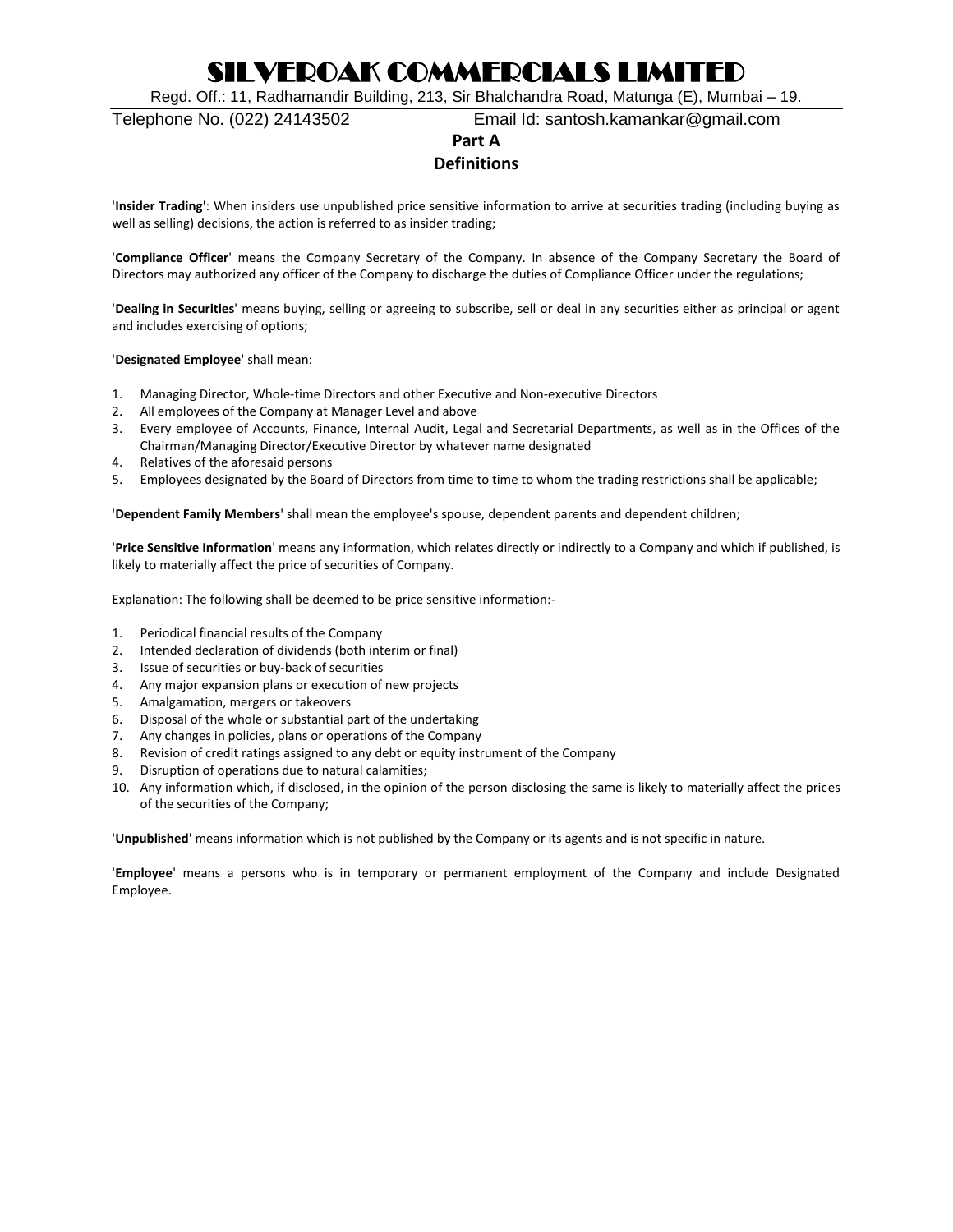## Part A

## Definitions

'**Insider Trading**': When insiders use unpublished price sensitive information to arrive at securities trading (including buying as well as selling) decisions, the action is referred to as insider trading;

'**Compliance Officer**' means the Company Secretary of the Company. In absence of the Company Secretary the Board of Directors may authorized any officer of the Company to discharge the duties of Compliance Officer under the regulations;

'**Dealing in Securities**' means buying, selling or agreeing to subscribe, sell or deal in any securities either as principal or agent and includes exercising of options;

'**Designated Employee**' shall mean:

1. Managing Director, Whole-time Directors and other Executive and Non-executive Directors
2. All employees of the Company at Manager Level and above
3. Every employee of Accounts, Finance, Internal Audit, Legal and Secretarial Departments, as well as in the Offices of the Chairman/Managing Director/Executive Director by whatever name designated
4. Relatives of the aforesaid persons
5. Employees designated by the Board of Directors from time to time to whom the trading restrictions shall be applicable;

'**Dependent Family Members**' shall mean the employee's spouse, dependent parents and dependent children;

'**Price Sensitive Information**' means any information, which relates directly or indirectly to a Company and which if published, is likely to materially affect the price of securities of Company.

Explanation: The following shall be deemed to be price sensitive information:-

1. Periodical financial results of the Company
2. Intended declaration of dividends (both interim or final)
3. Issue of securities or buy-back of securities
4. Any major expansion plans or execution of new projects
5. Amalgamation, mergers or takeovers
6. Disposal of the whole or substantial part of the undertaking
7. Any changes in policies, plans or operations of the Company
8. Revision of credit ratings assigned to any debt or equity instrument of the Company
9. Disruption of operations due to natural calamities;
10. Any information which, if disclosed, in the opinion of the person disclosing the same is likely to materially affect the prices of the securities of the Company;

'**Unpublished**' means information which is not published by the Company or its agents and is not specific in nature.

'**Employee**' means a persons who is in temporary or permanent employment of the Company and include Designated Employee.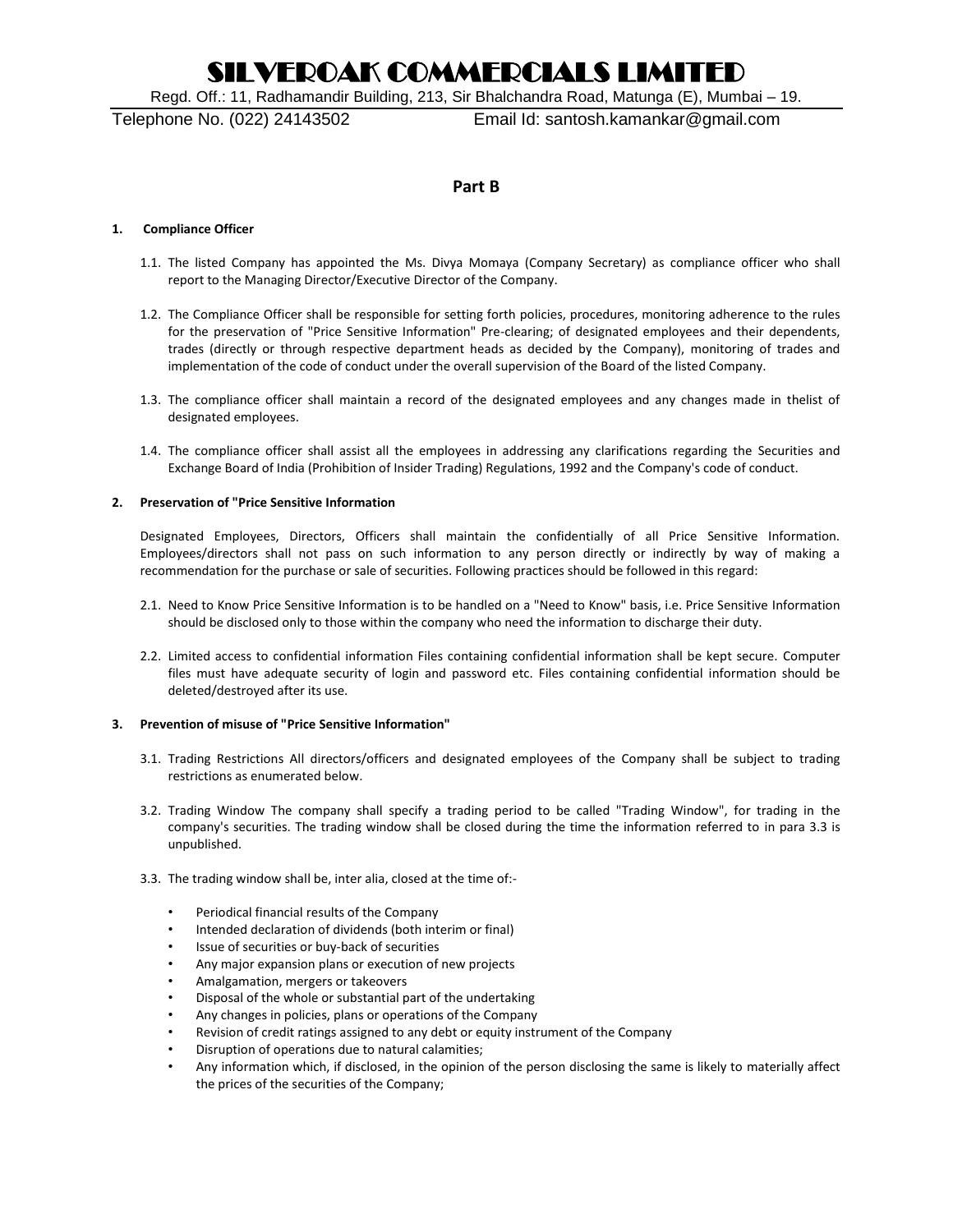## Part B

**1. Compliance Officer**

1.1. The listed Company has appointed the Ms. Divya Momaya (Company Secretary) as compliance officer who shall report to the Managing Director/Executive Director of the Company.

1.2. The Compliance Officer shall be responsible for setting forth policies, procedures, monitoring adherence to the rules for the preservation of "Price Sensitive Information" Pre-clearing; of designated employees and their dependents, trades (directly or through respective department heads as decided by the Company), monitoring of trades and implementation of the code of conduct under the overall supervision of the Board of the listed Company.

1.3. The compliance officer shall maintain a record of the designated employees and any changes made in thelist of designated employees.

1.4. The compliance officer shall assist all the employees in addressing any clarifications regarding the Securities and Exchange Board of India (Prohibition of Insider Trading) Regulations, 1992 and the Company's code of conduct.

**2. Preservation of "Price Sensitive Information**

Designated Employees, Directors, Officers shall maintain the confidentially of all Price Sensitive Information. Employees/directors shall not pass on such information to any person directly or indirectly by way of making a recommendation for the purchase or sale of securities. Following practices should be followed in this regard:

2.1. Need to Know Price Sensitive Information is to be handled on a "Need to Know" basis, i.e. Price Sensitive Information should be disclosed only to those within the company who need the information to discharge their duty.

2.2. Limited access to confidential information Files containing confidential information shall be kept secure. Computer files must have adequate security of login and password etc. Files containing confidential information should be deleted/destroyed after its use.

**3. Prevention of misuse of "Price Sensitive Information"**

3.1. Trading Restrictions All directors/officers and designated employees of the Company shall be subject to trading restrictions as enumerated below.

3.2. Trading Window The company shall specify a trading period to be called "Trading Window", for trading in the company's securities. The trading window shall be closed during the time the information referred to in para 3.3 is unpublished.

3.3. The trading window shall be, inter alia, closed at the time of:-

- Periodical financial results of the Company
- Intended declaration of dividends (both interim or final)
- Issue of securities or buy-back of securities
- Any major expansion plans or execution of new projects
- Amalgamation, mergers or takeovers
- Disposal of the whole or substantial part of the undertaking
- Any changes in policies, plans or operations of the Company
- Revision of credit ratings assigned to any debt or equity instrument of the Company
- Disruption of operations due to natural calamities;
- Any information which, if disclosed, in the opinion of the person disclosing the same is likely to materially affect the prices of the securities of the Company;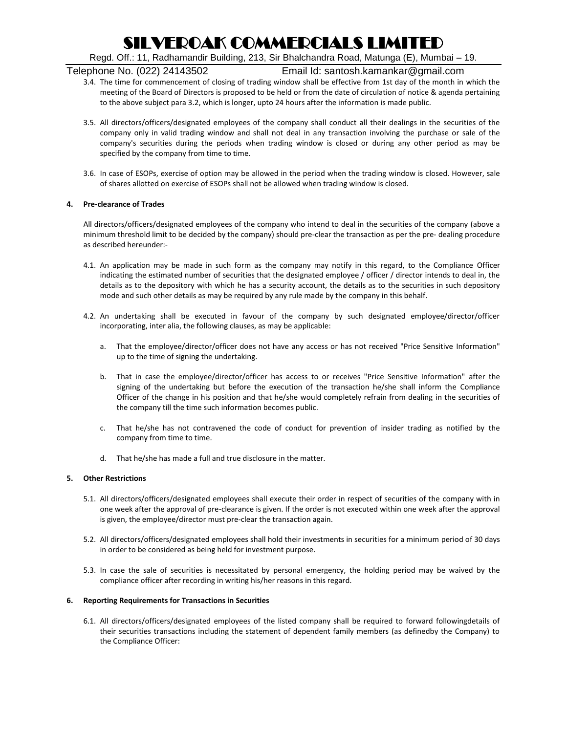3.4. The time for commencement of closing of trading window shall be effective from 1st day of the month in which the meeting of the Board of Directors is proposed to be held or from the date of circulation of notice & agenda pertaining to the above subject para 3.2, which is longer, upto 24 hours after the information is made public.

3.5. All directors/officers/designated employees of the company shall conduct all their dealings in the securities of the company only in valid trading window and shall not deal in any transaction involving the purchase or sale of the company's securities during the periods when trading window is closed or during any other period as may be specified by the company from time to time.

3.6. In case of ESOPs, exercise of option may be allowed in the period when the trading window is closed. However, sale of shares allotted on exercise of ESOPs shall not be allowed when trading window is closed.

**4. Pre-clearance of Trades**

All directors/officers/designated employees of the company who intend to deal in the securities of the company (above a minimum threshold limit to be decided by the company) should pre-clear the transaction as per the pre- dealing procedure as described hereunder:-

4.1. An application may be made in such form as the company may notify in this regard, to the Compliance Officer indicating the estimated number of securities that the designated employee / officer / director intends to deal in, the details as to the depository with which he has a security account, the details as to the securities in such depository mode and such other details as may be required by any rule made by the company in this behalf.

4.2. An undertaking shall be executed in favour of the company by such designated employee/director/officer incorporating, inter alia, the following clauses, as may be applicable:

a. That the employee/director/officer does not have any access or has not received "Price Sensitive Information" up to the time of signing the undertaking.

b. That in case the employee/director/officer has access to or receives "Price Sensitive Information" after the signing of the undertaking but before the execution of the transaction he/she shall inform the Compliance Officer of the change in his position and that he/she would completely refrain from dealing in the securities of the company till the time such information becomes public.

c. That he/she has not contravened the code of conduct for prevention of insider trading as notified by the company from time to time.

d. That he/she has made a full and true disclosure in the matter.

**5. Other Restrictions**

5.1. All directors/officers/designated employees shall execute their order in respect of securities of the company with in one week after the approval of pre-clearance is given. If the order is not executed within one week after the approval is given, the employee/director must pre-clear the transaction again.

5.2. All directors/officers/designated employees shall hold their investments in securities for a minimum period of 30 days in order to be considered as being held for investment purpose.

5.3. In case the sale of securities is necessitated by personal emergency, the holding period may be waived by the compliance officer after recording in writing his/her reasons in this regard.

**6. Reporting Requirements for Transactions in Securities**

6.1. All directors/officers/designated employees of the listed company shall be required to forward followingdetails of their securities transactions including the statement of dependent family members (as definedby the Company) to the Compliance Officer: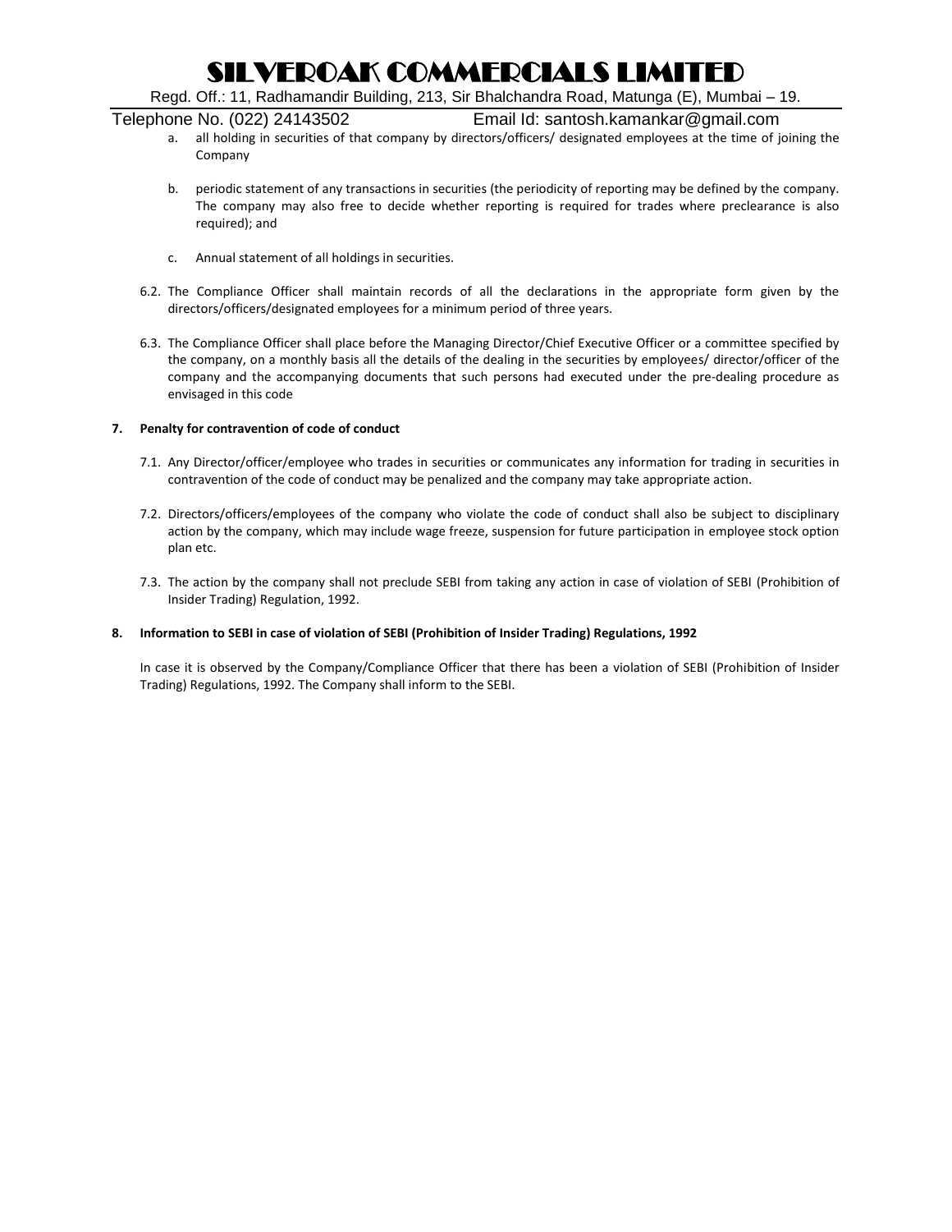a. all holding in securities of that company by directors/officers/ designated employees at the time of joining the Company

b. periodic statement of any transactions in securities (the periodicity of reporting may be defined by the company. The company may also free to decide whether reporting is required for trades where preclearance is also required); and

c. Annual statement of all holdings in securities.

6.2. The Compliance Officer shall maintain records of all the declarations in the appropriate form given by the directors/officers/designated employees for a minimum period of three years.

6.3. The Compliance Officer shall place before the Managing Director/Chief Executive Officer or a committee specified by the company, on a monthly basis all the details of the dealing in the securities by employees/ director/officer of the company and the accompanying documents that such persons had executed under the pre-dealing procedure as envisaged in this code

**7. Penalty for contravention of code of conduct**

7.1. Any Director/officer/employee who trades in securities or communicates any information for trading in securities in contravention of the code of conduct may be penalized and the company may take appropriate action.

7.2. Directors/officers/employees of the company who violate the code of conduct shall also be subject to disciplinary action by the company, which may include wage freeze, suspension for future participation in employee stock option plan etc.

7.3. The action by the company shall not preclude SEBI from taking any action in case of violation of SEBI (Prohibition of Insider Trading) Regulation, 1992.

**8. Information to SEBI in case of violation of SEBI (Prohibition of Insider Trading) Regulations, 1992**

In case it is observed by the Company/Compliance Officer that there has been a violation of SEBI (Prohibition of Insider Trading) Regulations, 1992. The Company shall inform to the SEBI.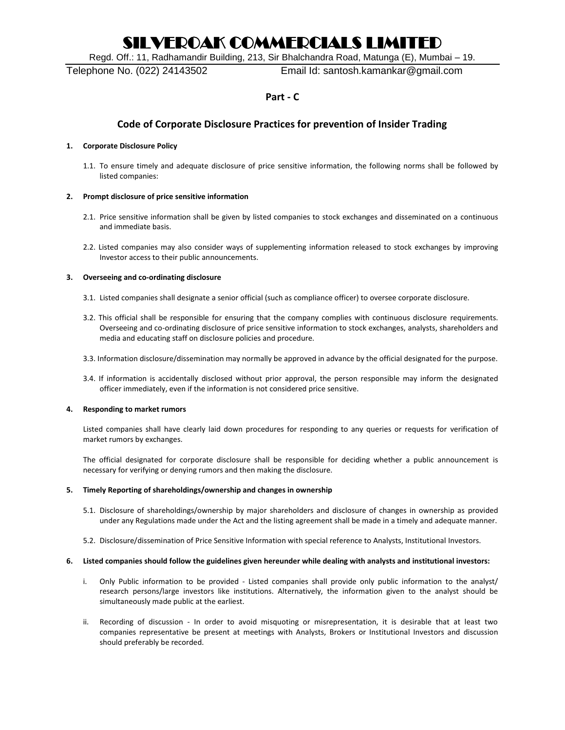# SILVEROAK COMMERCIALS LIMITED

Regd. Off.: 11, Radhamandir Building, 213, Sir Bhalchandra Road, Matunga (E), Mumbai – 19.

Telephone No. (022) 24143502 Email Id: santosh.kamankar@gmail.com

## Part - C

## Code of Corporate Disclosure Practices for prevention of Insider Trading

**1. Corporate Disclosure Policy**

1.1. To ensure timely and adequate disclosure of price sensitive information, the following norms shall be followed by listed companies:

**2. Prompt disclosure of price sensitive information**

2.1. Price sensitive information shall be given by listed companies to stock exchanges and disseminated on a continuous and immediate basis.

2.2. Listed companies may also consider ways of supplementing information released to stock exchanges by improving Investor access to their public announcements.

**3. Overseeing and co-ordinating disclosure**

3.1. Listed companies shall designate a senior official (such as compliance officer) to oversee corporate disclosure.

3.2. This official shall be responsible for ensuring that the company complies with continuous disclosure requirements. Overseeing and co-ordinating disclosure of price sensitive information to stock exchanges, analysts, shareholders and media and educating staff on disclosure policies and procedure.

3.3. Information disclosure/dissemination may normally be approved in advance by the official designated for the purpose.

3.4. If information is accidentally disclosed without prior approval, the person responsible may inform the designated officer immediately, even if the information is not considered price sensitive.

**4. Responding to market rumors**

Listed companies shall have clearly laid down procedures for responding to any queries or requests for verification of market rumors by exchanges.

The official designated for corporate disclosure shall be responsible for deciding whether a public announcement is necessary for verifying or denying rumors and then making the disclosure.

**5. Timely Reporting of shareholdings/ownership and changes in ownership**

5.1. Disclosure of shareholdings/ownership by major shareholders and disclosure of changes in ownership as provided under any Regulations made under the Act and the listing agreement shall be made in a timely and adequate manner.

5.2. Disclosure/dissemination of Price Sensitive Information with special reference to Analysts, Institutional Investors.

**6. Listed companies should follow the guidelines given hereunder while dealing with analysts and institutional investors:**

i. Only Public information to be provided - Listed companies shall provide only public information to the analyst/ research persons/large investors like institutions. Alternatively, the information given to the analyst should be simultaneously made public at the earliest.

ii. Recording of discussion - In order to avoid misquoting or misrepresentation, it is desirable that at least two companies representative be present at meetings with Analysts, Brokers or Institutional Investors and discussion should preferably be recorded.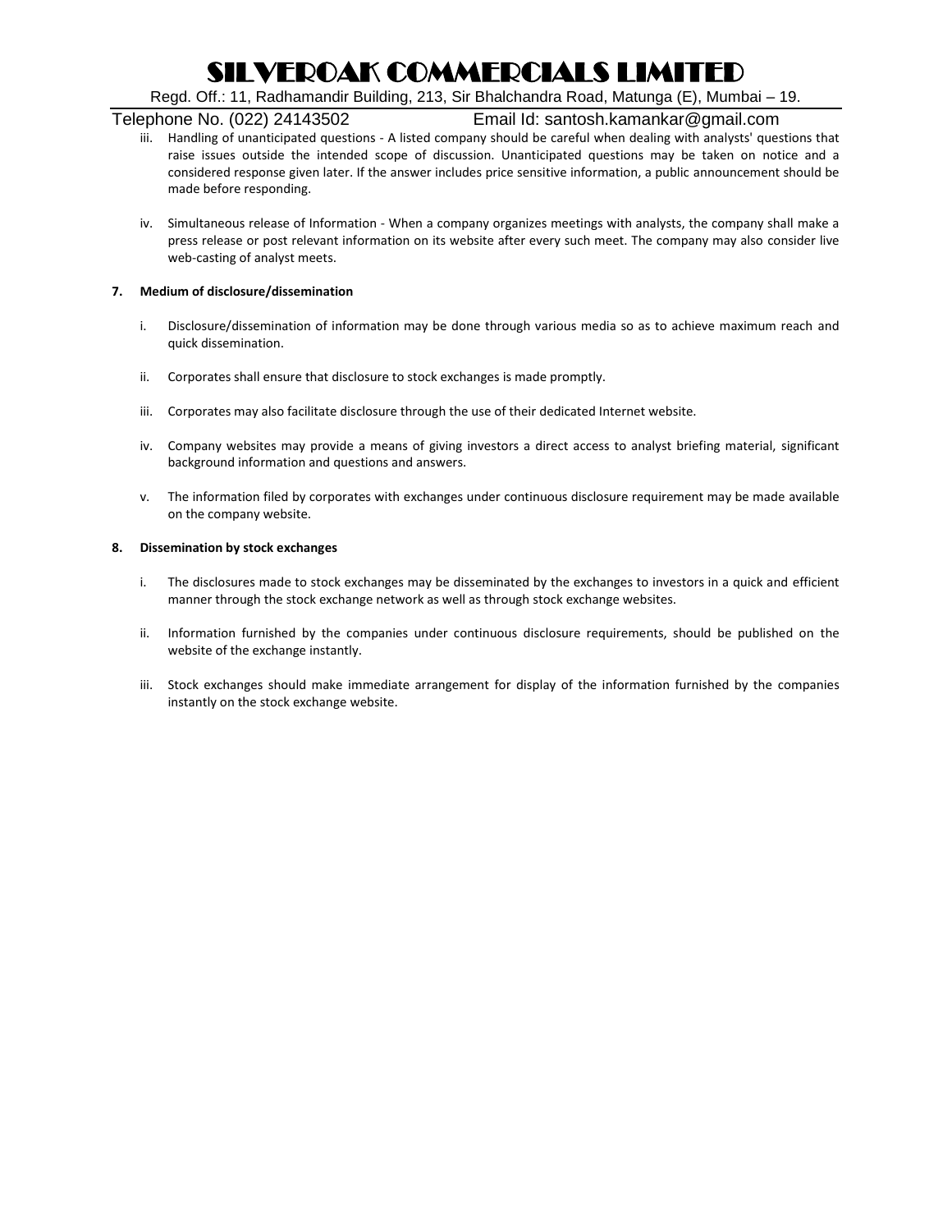iii. Handling of unanticipated questions - A listed company should be careful when dealing with analysts' questions that raise issues outside the intended scope of discussion. Unanticipated questions may be taken on notice and a considered response given later. If the answer includes price sensitive information, a public announcement should be made before responding.

iv. Simultaneous release of Information - When a company organizes meetings with analysts, the company shall make a press release or post relevant information on its website after every such meet. The company may also consider live web-casting of analyst meets.

**7. Medium of disclosure/dissemination**

i. Disclosure/dissemination of information may be done through various media so as to achieve maximum reach and quick dissemination.

ii. Corporates shall ensure that disclosure to stock exchanges is made promptly.

iii. Corporates may also facilitate disclosure through the use of their dedicated Internet website.

iv. Company websites may provide a means of giving investors a direct access to analyst briefing material, significant background information and questions and answers.

v. The information filed by corporates with exchanges under continuous disclosure requirement may be made available on the company website.

**8. Dissemination by stock exchanges**

i. The disclosures made to stock exchanges may be disseminated by the exchanges to investors in a quick and efficient manner through the stock exchange network as well as through stock exchange websites.

ii. Information furnished by the companies under continuous disclosure requirements, should be published on the website of the exchange instantly.

iii. Stock exchanges should make immediate arrangement for display of the information furnished by the companies instantly on the stock exchange website.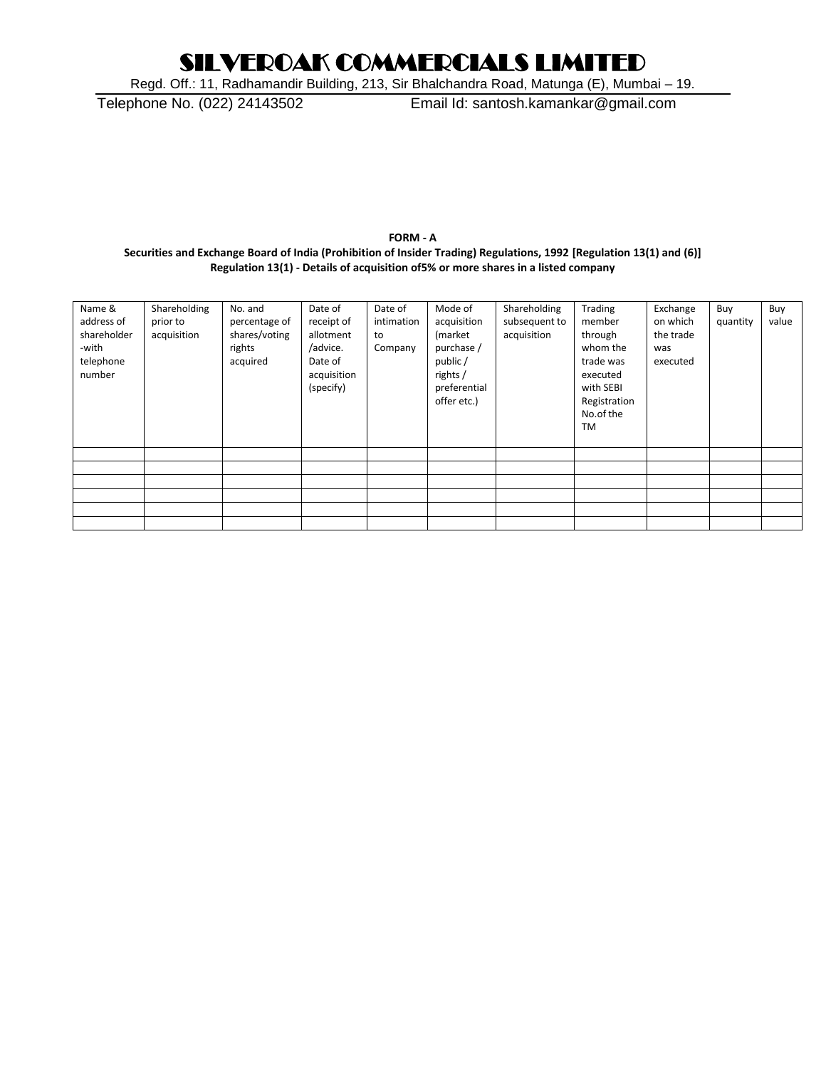# SILVEROAK COMMERCIALS LIMITED

Regd. Off.: 11, Radhamandir Building, 213, Sir Bhalchandra Road, Matunga (E), Mumbai – 19.

Telephone No. (022) 24143502 Email Id: santosh.kamankar@gmail.com

**FORM - A**

**Securities and Exchange Board of India (Prohibition of Insider Trading) Regulations, 1992 [Regulation 13(1) and (6)]**

**Regulation 13(1) - Details of acquisition of5% or more shares in a listed company**

| Name & address of shareholder -with telephone number | Shareholding prior to acquisition | No. and percentage of shares/voting rights acquired | Date of receipt of allotment /advice. Date of acquisition (specify) | Date of intimation to Company | Mode of acquisition (market purchase / public / rights / preferential offer etc.) | Shareholding subsequent to acquisition | Trading member through whom the trade was executed with SEBI Registration No.of the TM | Exchange on which the trade was executed | Buy quantity | Buy value |
|---|---|---|---|---|---|---|---|---|---|---|
| | | | | | | | | | | |
| | | | | | | | | | | |
| | | | | | | | | | | |
| | | | | | | | | | | |
| | | | | | | | | | | |
| | | | | | | | | | | |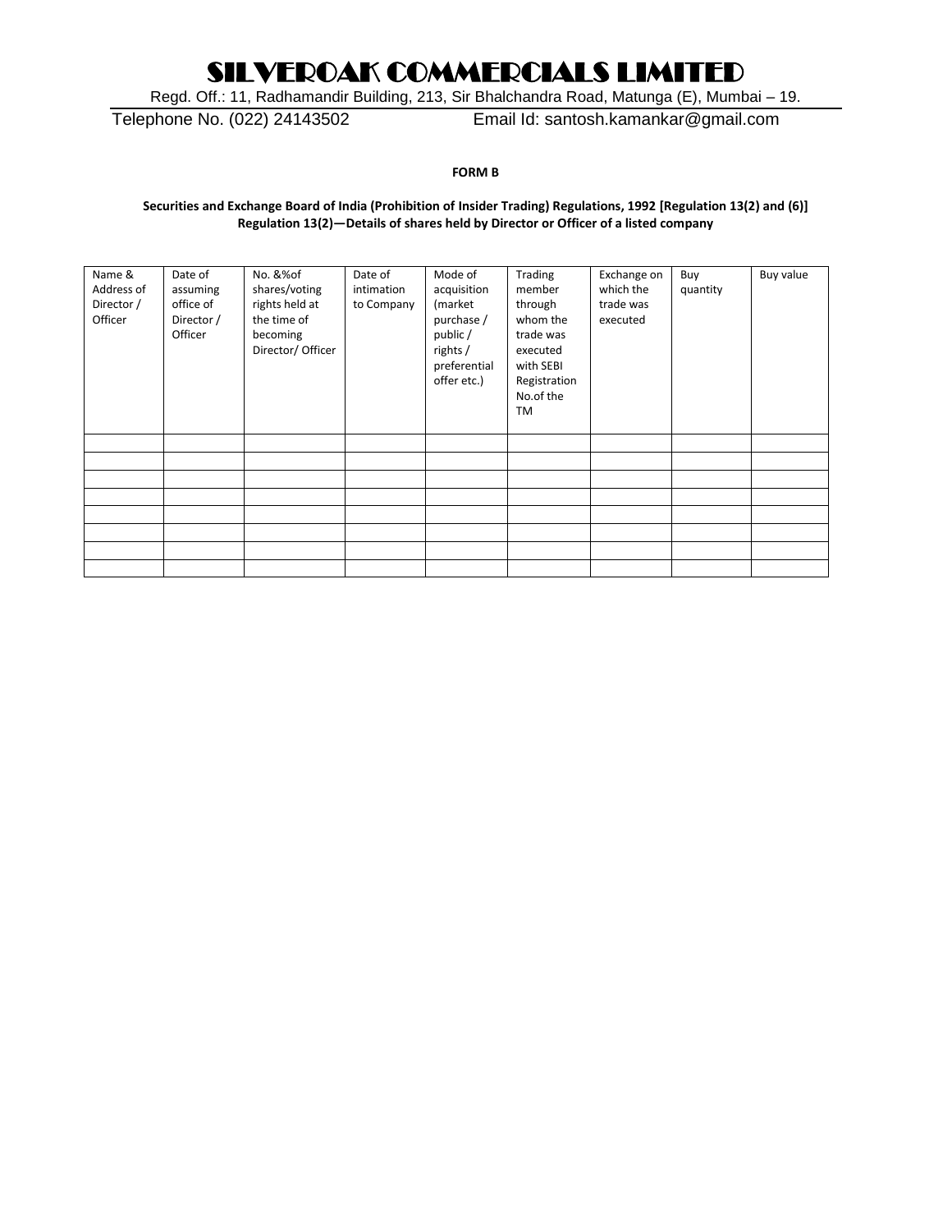# SILVEROAK COMMERCIALS LIMITED

Regd. Off.: 11, Radhamandir Building, 213, Sir Bhalchandra Road, Matunga (E), Mumbai – 19.

Telephone No. (022) 24143502 Email Id: santosh.kamankar@gmail.com

**FORM B**

**Securities and Exchange Board of India (Prohibition of Insider Trading) Regulations, 1992 [Regulation 13(2) and (6)]**
**Regulation 13(2)—Details of shares held by Director or Officer of a listed company**

| Name & Address of Director / Officer | Date of assuming office of Director / Officer | No. &%of shares/voting rights held at the time of becoming Director/ Officer | Date of intimation to Company | Mode of acquisition (market purchase / public / rights / preferential offer etc.) | Trading member through whom the trade was executed with SEBI Registration No.of the TM | Exchange on which the trade was executed | Buy quantity | Buy value |
|---|---|---|---|---|---|---|---|---|
| | | | | | | | | |
| | | | | | | | | |
| | | | | | | | | |
| | | | | | | | | |
| | | | | | | | | |
| | | | | | | | | |
| | | | | | | | | |
| | | | | | | | | |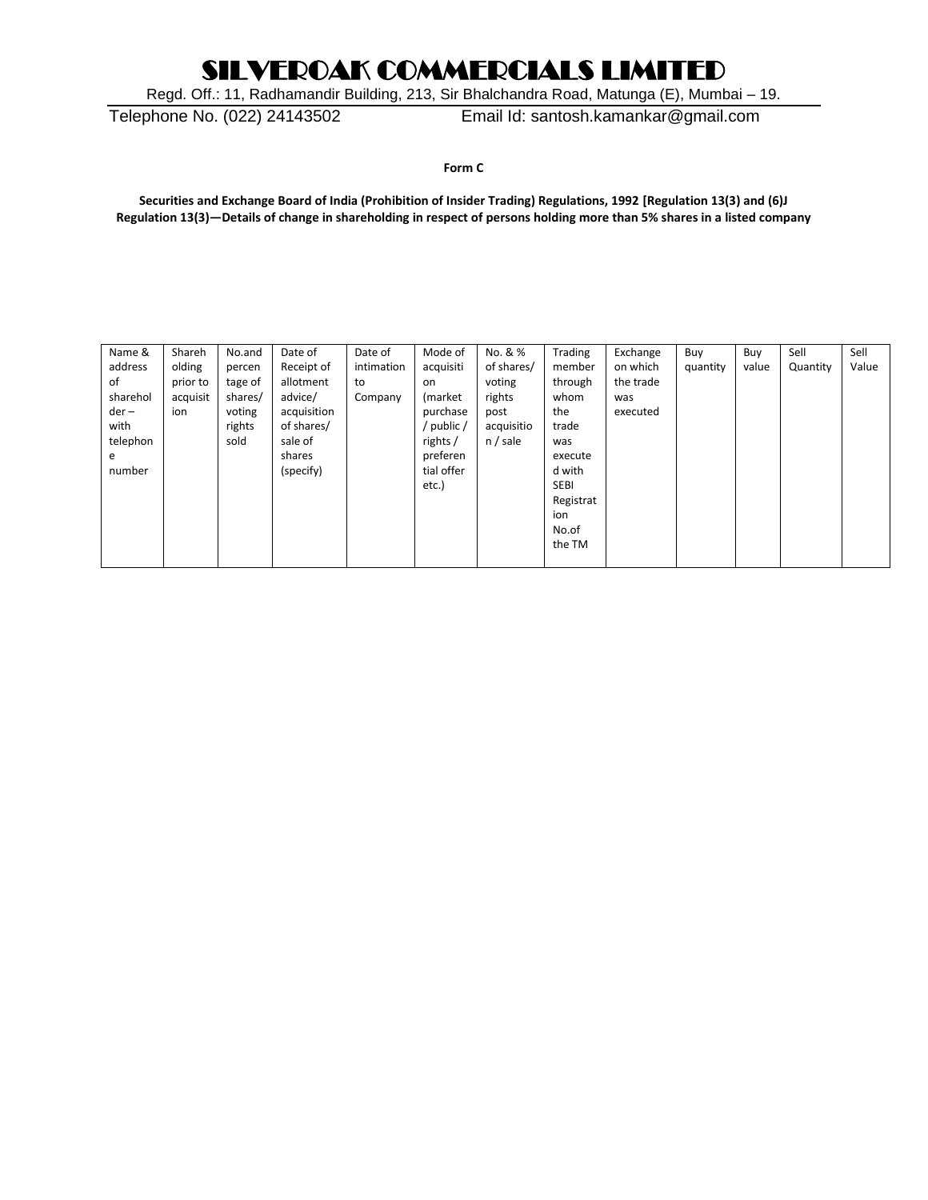# SILVEROAK COMMERCIALS LIMITED

Regd. Off.: 11, Radhamandir Building, 213, Sir Bhalchandra Road, Matunga (E), Mumbai – 19.

Telephone No. (022) 24143502 Email Id: santosh.kamankar@gmail.com

**Form C**

**Securities and Exchange Board of India (Prohibition of Insider Trading) Regulations, 1992 [Regulation 13(3) and (6)J Regulation 13(3)—Details of change in shareholding in respect of persons holding more than 5% shares in a listed company**

| Name & address of shareholder – with telephone number | Shareholding prior to acquisition | No.and percentage of shares/ voting rights sold | Date of Receipt of allotment advice/ acquisition of shares/ sale of shares (specify) | Date of intimation to Company | Mode of acquisition (market purchase / public / rights / preferential offer etc.) | No. & % of shares/ voting rights post acquisition / sale | Trading member through whom the trade was executed with SEBI Registration No.of the TM | Exchange on which the trade was executed | Buy quantity | Buy value | Sell Quantity | Sell Value |
|---|---|---|---|---|---|---|---|---|---|---|---|---|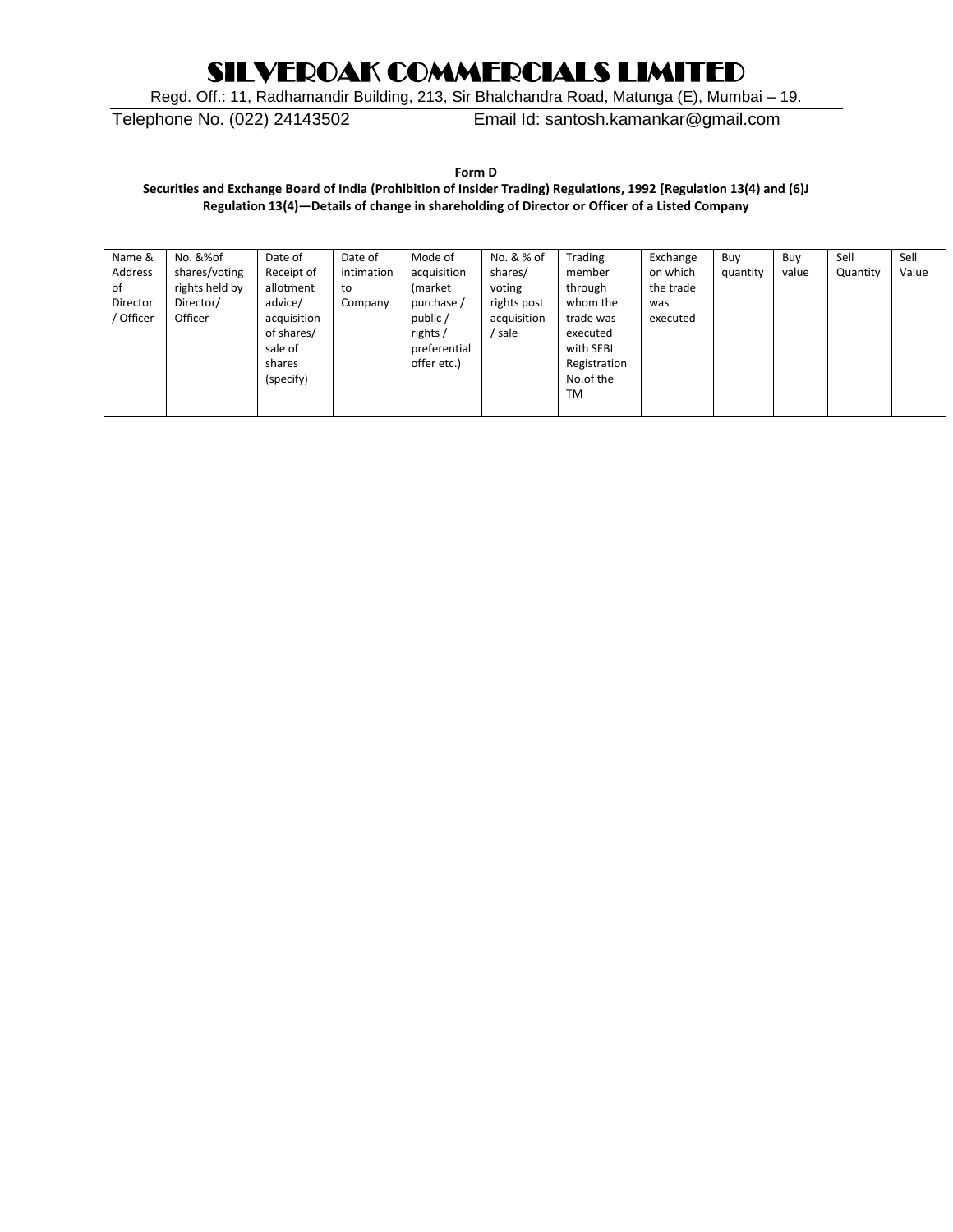# SILVEROAK COMMERCIALS LIMITED

Regd. Off.: 11, Radhamandir Building, 213, Sir Bhalchandra Road, Matunga (E), Mumbai – 19.

Telephone No. (022) 24143502 Email Id: santosh.kamankar@gmail.com

**Form D**

**Securities and Exchange Board of India (Prohibition of Insider Trading) Regulations, 1992 [Regulation 13(4) and (6)J**

**Regulation 13(4)—Details of change in shareholding of Director or Officer of a Listed Company**

| Name & Address of Director / Officer | No. &%of shares/voting rights held by Director/ Officer | Date of Receipt of allotment advice/ acquisition of shares/ sale of shares (specify) | Date of intimation to Company | Mode of acquisition (market purchase / public / rights / preferential offer etc.) | No. & % of shares/ voting rights post acquisition / sale | Trading member through whom the trade was executed with SEBI Registration No.of the TM | Exchange on which the trade was executed | Buy quantity | Buy value | Sell Quantity | Sell Value |
|---|---|---|---|---|---|---|---|---|---|---|---|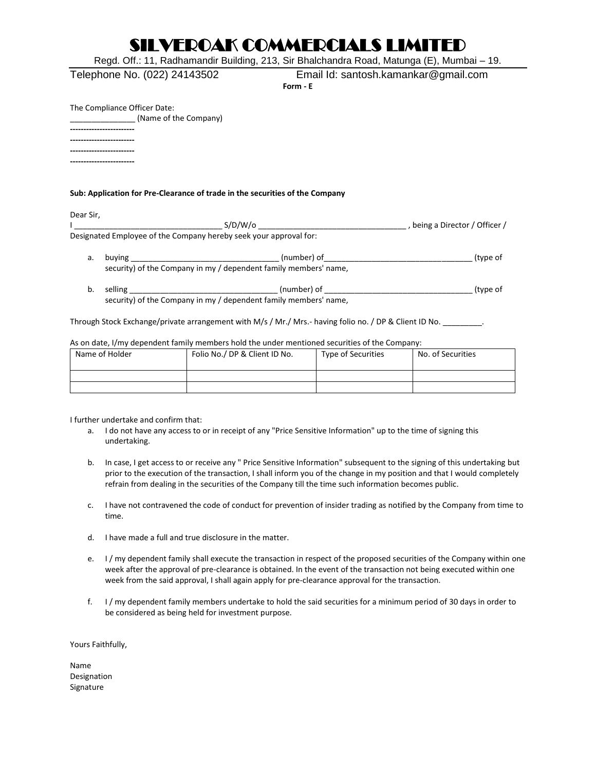# SILVEROAK COMMERCIALS LIMITED

Regd. Off.: 11, Radhamandir Building, 213, Sir Bhalchandra Road, Matunga (E), Mumbai – 19.

Telephone No. (022) 24143502          Email Id: santosh.kamankar@gmail.com

**Form - E**

The Compliance Officer Date:
_______________ (Name of the Company)
------------------------
------------------------
------------------------
------------------------

**Sub: Application for Pre-Clearance of trade in the securities of the Company**

Dear Sir,

I _________________________________ S/D/W/o _________________________________ , being a Director / Officer / Designated Employee of the Company hereby seek your approval for:

a. buying _________________________________ (number) of_________________________________ (type of security) of the Company in my / dependent family members' name,

b. selling _________________________________ (number) of _________________________________ (type of security) of the Company in my / dependent family members' name,

Through Stock Exchange/private arrangement with M/s / Mr./ Mrs.- having folio no. / DP & Client ID No. _________.

As on date, I/my dependent family members hold the under mentioned securities of the Company:

| Name of Holder | Folio No./ DP & Client ID No. | Type of Securities | No. of Securities |
|---|---|---|---|
| | | | |
| | | | |

I further undertake and confirm that:

a. I do not have any access to or in receipt of any "Price Sensitive Information" up to the time of signing this undertaking.

b. In case, I get access to or receive any " Price Sensitive Information" subsequent to the signing of this undertaking but prior to the execution of the transaction, I shall inform you of the change in my position and that I would completely refrain from dealing in the securities of the Company till the time such information becomes public.

c. I have not contravened the code of conduct for prevention of insider trading as notified by the Company from time to time.

d. I have made a full and true disclosure in the matter.

e. I / my dependent family shall execute the transaction in respect of the proposed securities of the Company within one week after the approval of pre-clearance is obtained. In the event of the transaction not being executed within one week from the said approval, I shall again apply for pre-clearance approval for the transaction.

f. I / my dependent family members undertake to hold the said securities for a minimum period of 30 days in order to be considered as being held for investment purpose.

Yours Faithfully,

Name
Designation
Signature